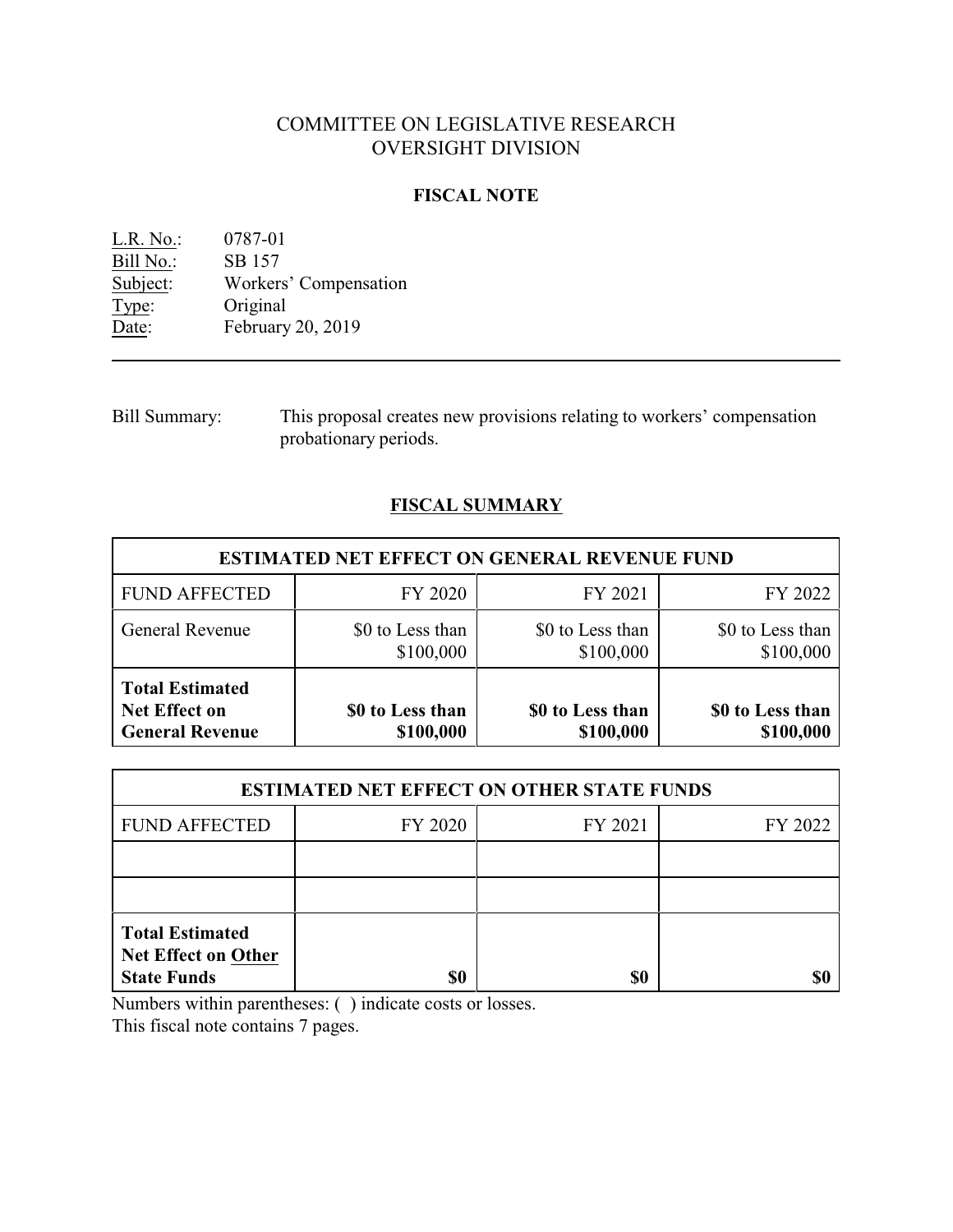# COMMITTEE ON LEGISLATIVE RESEARCH
# OVERSIGHT DIVISION

## FISCAL NOTE

L.R. No.: 0787-01
Bill No.: SB 157
Subject: Workers' Compensation
Type: Original
Date: February 20, 2019

---

Bill Summary: This proposal creates new provisions relating to workers' compensation probationary periods.

## FISCAL SUMMARY

| ESTIMATED NET EFFECT ON GENERAL REVENUE FUND | | | |
|---|---|---|---|
| FUND AFFECTED | FY 2020 | FY 2021 | FY 2022 |
| General Revenue | $0 to Less than $100,000 | $0 to Less than $100,000 | $0 to Less than $100,000 |
| **Total Estimated Net Effect on General Revenue** | **$0 to Less than $100,000** | **$0 to Less than $100,000** | **$0 to Less than $100,000** |

| ESTIMATED NET EFFECT ON OTHER STATE FUNDS | | | |
|---|---|---|---|
| FUND AFFECTED | FY 2020 | FY 2021 | FY 2022 |
| | | | |
| | | | |
| **Total Estimated Net Effect on Other State Funds** | **$0** | **$0** | **$0** |

Numbers within parentheses: ( ) indicate costs or losses.
This fiscal note contains 7 pages.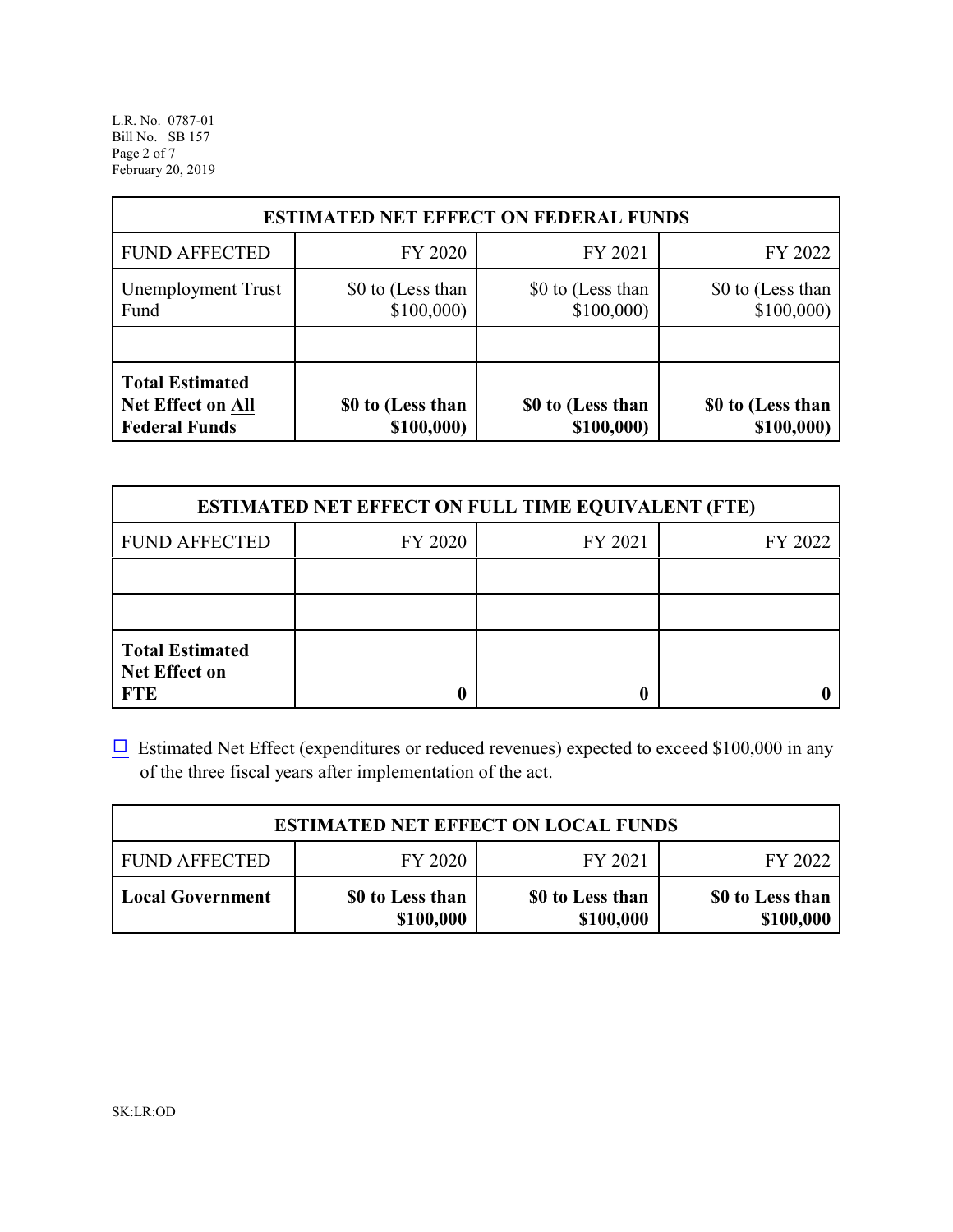| ESTIMATED NET EFFECT ON FEDERAL FUNDS | | | |
|---|---|---|---|
| FUND AFFECTED | FY 2020 | FY 2021 | FY 2022 |
| Unemployment Trust Fund | $0 to (Less than $100,000) | $0 to (Less than $100,000) | $0 to (Less than $100,000) |
| | | | |
| **Total Estimated Net Effect on All Federal Funds** | **$0 to (Less than $100,000)** | **$0 to (Less than $100,000)** | **$0 to (Less than $100,000)** |

| ESTIMATED NET EFFECT ON FULL TIME EQUIVALENT (FTE) | | | |
|---|---|---|---|
| FUND AFFECTED | FY 2020 | FY 2021 | FY 2022 |
| | | | |
| | | | |
| **Total Estimated Net Effect on FTE** | **0** | **0** | **0** |

☐ Estimated Net Effect (expenditures or reduced revenues) expected to exceed $100,000 in any of the three fiscal years after implementation of the act.

| ESTIMATED NET EFFECT ON LOCAL FUNDS | | | |
|---|---|---|---|
| FUND AFFECTED | FY 2020 | FY 2021 | FY 2022 |
| **Local Government** | **$0 to Less than $100,000** | **$0 to Less than $100,000** | **$0 to Less than $100,000** |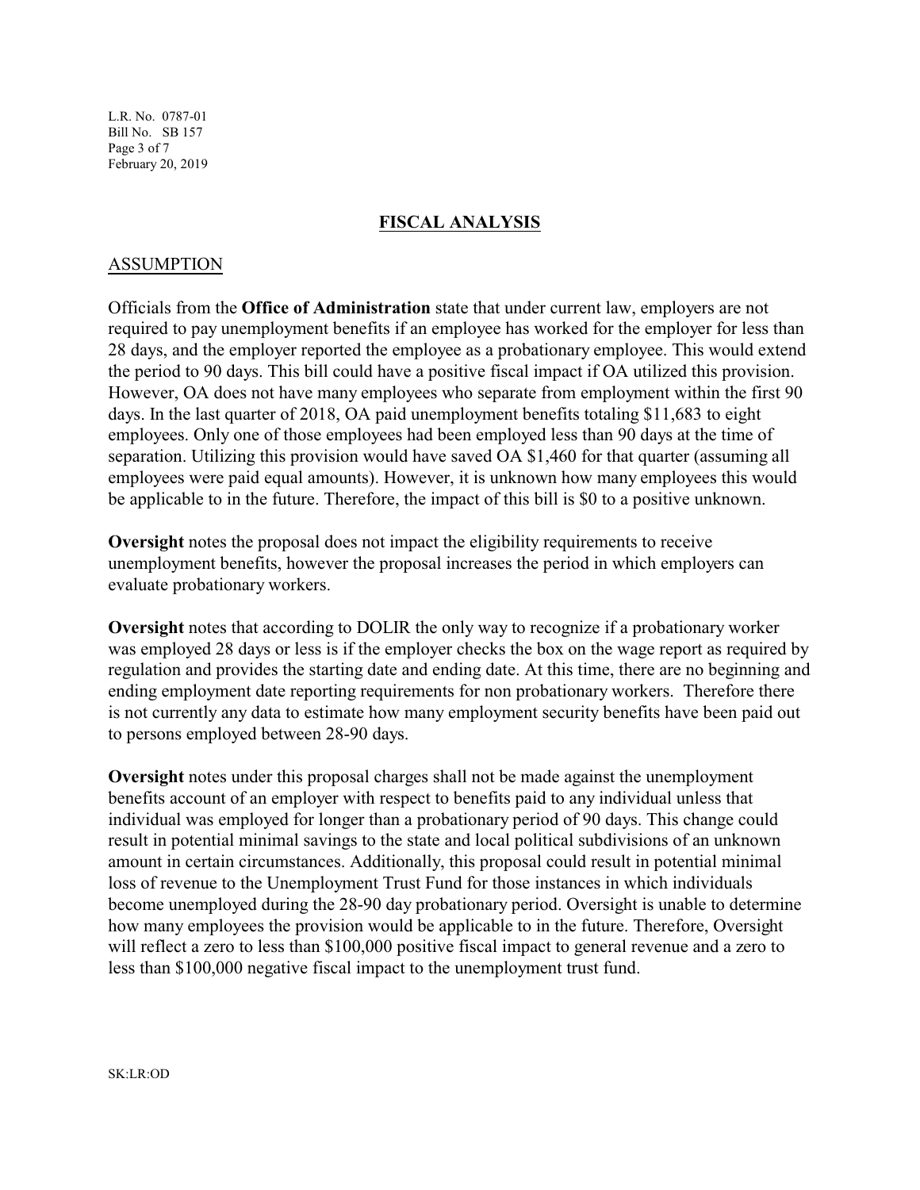## FISCAL ANALYSIS

### ASSUMPTION

Officials from the **Office of Administration** state that under current law, employers are not required to pay unemployment benefits if an employee has worked for the employer for less than 28 days, and the employer reported the employee as a probationary employee. This would extend the period to 90 days. This bill could have a positive fiscal impact if OA utilized this provision. However, OA does not have many employees who separate from employment within the first 90 days. In the last quarter of 2018, OA paid unemployment benefits totaling $11,683 to eight employees. Only one of those employees had been employed less than 90 days at the time of separation. Utilizing this provision would have saved OA $1,460 for that quarter (assuming all employees were paid equal amounts). However, it is unknown how many employees this would be applicable to in the future. Therefore, the impact of this bill is $0 to a positive unknown.

**Oversight** notes the proposal does not impact the eligibility requirements to receive unemployment benefits, however the proposal increases the period in which employers can evaluate probationary workers.

**Oversight** notes that according to DOLIR the only way to recognize if a probationary worker was employed 28 days or less is if the employer checks the box on the wage report as required by regulation and provides the starting date and ending date. At this time, there are no beginning and ending employment date reporting requirements for non probationary workers. Therefore there is not currently any data to estimate how many employment security benefits have been paid out to persons employed between 28-90 days.

**Oversight** notes under this proposal charges shall not be made against the unemployment benefits account of an employer with respect to benefits paid to any individual unless that individual was employed for longer than a probationary period of 90 days. This change could result in potential minimal savings to the state and local political subdivisions of an unknown amount in certain circumstances. Additionally, this proposal could result in potential minimal loss of revenue to the Unemployment Trust Fund for those instances in which individuals become unemployed during the 28-90 day probationary period. Oversight is unable to determine how many employees the provision would be applicable to in the future. Therefore, Oversight will reflect a zero to less than $100,000 positive fiscal impact to general revenue and a zero to less than $100,000 negative fiscal impact to the unemployment trust fund.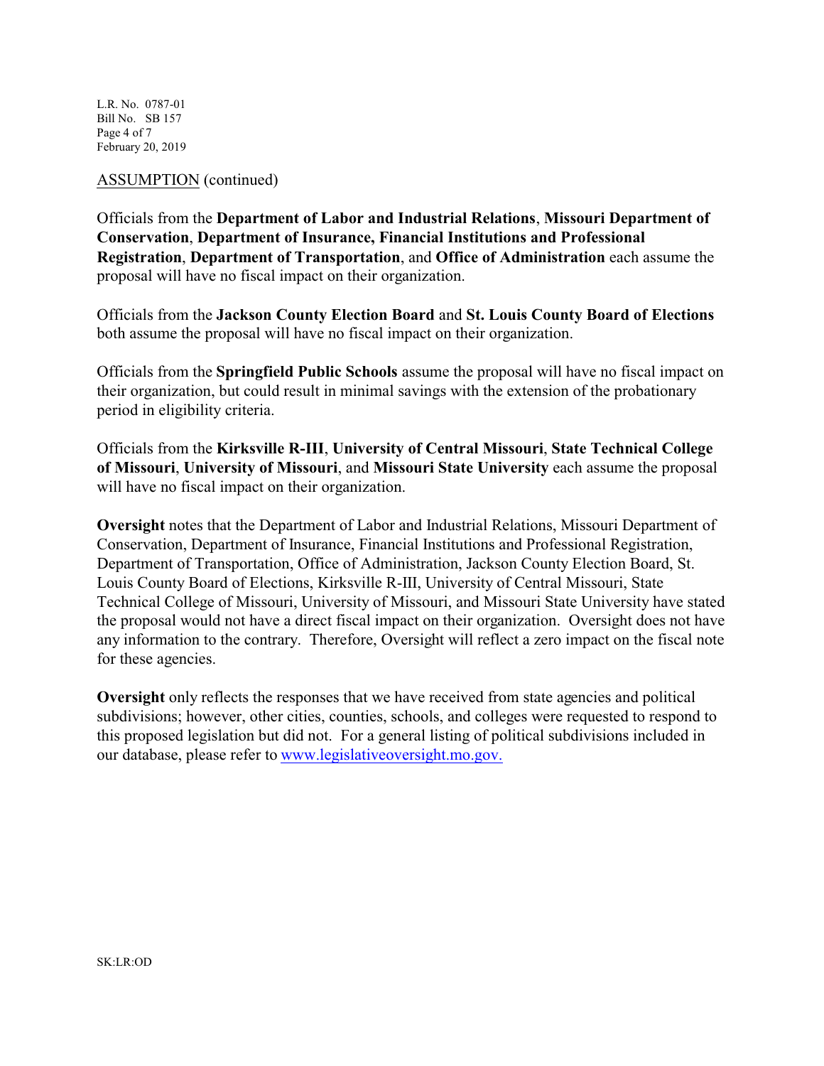ASSUMPTION (continued)

Officials from the **Department of Labor and Industrial Relations**, **Missouri Department of Conservation**, **Department of Insurance, Financial Institutions and Professional Registration**, **Department of Transportation**, and **Office of Administration** each assume the proposal will have no fiscal impact on their organization.

Officials from the **Jackson County Election Board** and **St. Louis County Board of Elections** both assume the proposal will have no fiscal impact on their organization.

Officials from the **Springfield Public Schools** assume the proposal will have no fiscal impact on their organization, but could result in minimal savings with the extension of the probationary period in eligibility criteria.

Officials from the **Kirksville R-III**, **University of Central Missouri**, **State Technical College of Missouri**, **University of Missouri**, and **Missouri State University** each assume the proposal will have no fiscal impact on their organization.

**Oversight** notes that the Department of Labor and Industrial Relations, Missouri Department of Conservation, Department of Insurance, Financial Institutions and Professional Registration, Department of Transportation, Office of Administration, Jackson County Election Board, St. Louis County Board of Elections, Kirksville R-III, University of Central Missouri, State Technical College of Missouri, University of Missouri, and Missouri State University have stated the proposal would not have a direct fiscal impact on their organization. Oversight does not have any information to the contrary. Therefore, Oversight will reflect a zero impact on the fiscal note for these agencies.

**Oversight** only reflects the responses that we have received from state agencies and political subdivisions; however, other cities, counties, schools, and colleges were requested to respond to this proposed legislation but did not. For a general listing of political subdivisions included in our database, please refer to www.legislativeoversight.mo.gov.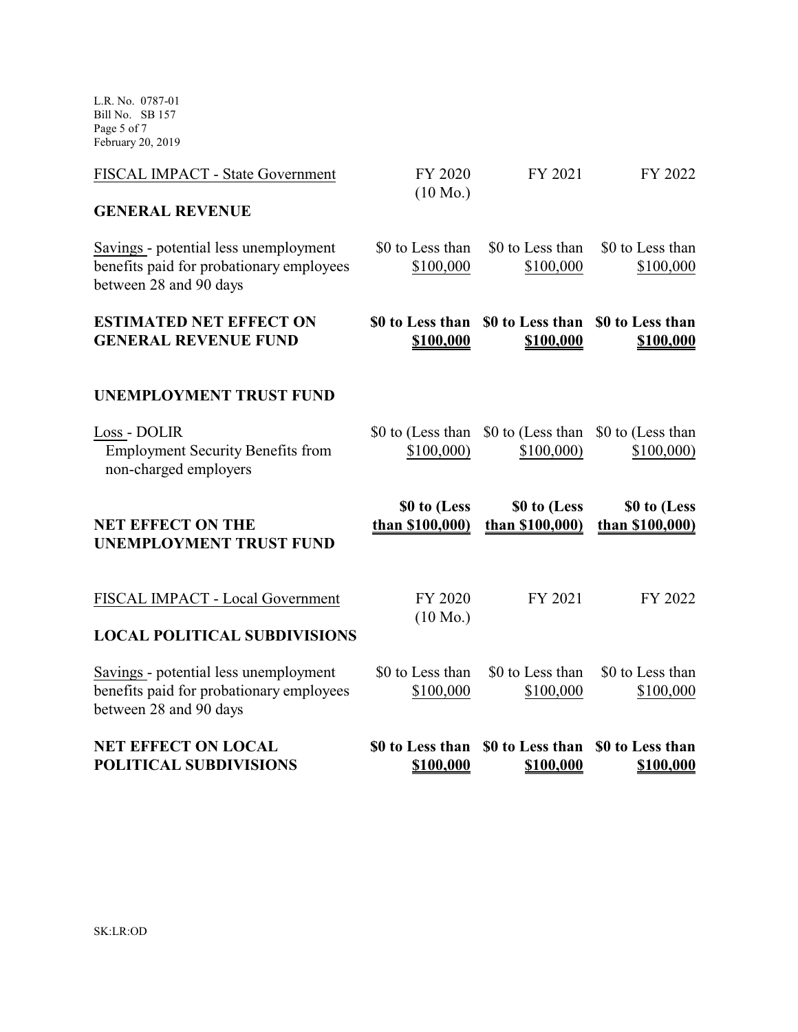| FISCAL IMPACT - State Government | FY 2020 (10 Mo.) | FY 2021 | FY 2022 |
|---|---|---|---|
| **GENERAL REVENUE** | | | |
| Savings - potential less unemployment benefits paid for probationary employees between 28 and 90 days | \$0 to Less than \$100,000 | \$0 to Less than \$100,000 | \$0 to Less than \$100,000 |
| **ESTIMATED NET EFFECT ON GENERAL REVENUE FUND** | **\$0 to Less than \$100,000** | **\$0 to Less than \$100,000** | **\$0 to Less than \$100,000** |
| | | | |
| **UNEMPLOYMENT TRUST FUND** | | | |
| Loss - DOLIR Employment Security Benefits from non-charged employers | \$0 to (Less than \$100,000) | \$0 to (Less than \$100,000) | \$0 to (Less than \$100,000) |
| **NET EFFECT ON THE UNEMPLOYMENT TRUST FUND** | **\$0 to (Less than \$100,000)** | **\$0 to (Less than \$100,000)** | **\$0 to (Less than \$100,000)** |

| FISCAL IMPACT - Local Government | FY 2020 (10 Mo.) | FY 2021 | FY 2022 |
|---|---|---|---|
| **LOCAL POLITICAL SUBDIVISIONS** | | | |
| Savings - potential less unemployment benefits paid for probationary employees between 28 and 90 days | \$0 to Less than \$100,000 | \$0 to Less than \$100,000 | \$0 to Less than \$100,000 |
| **NET EFFECT ON LOCAL POLITICAL SUBDIVISIONS** | **\$0 to Less than \$100,000** | **\$0 to Less than \$100,000** | **\$0 to Less than \$100,000** |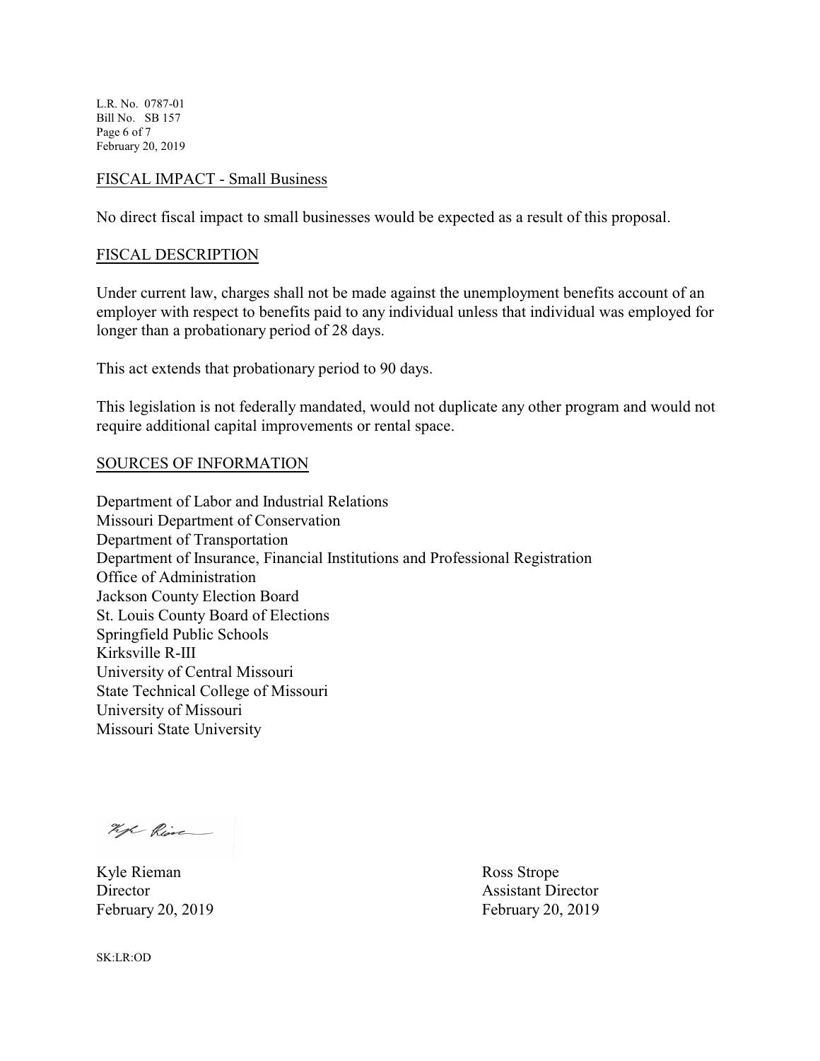## FISCAL IMPACT - Small Business

No direct fiscal impact to small businesses would be expected as a result of this proposal.

## FISCAL DESCRIPTION

Under current law, charges shall not be made against the unemployment benefits account of an employer with respect to benefits paid to any individual unless that individual was employed for longer than a probationary period of 28 days.

This act extends that probationary period to 90 days.

This legislation is not federally mandated, would not duplicate any other program and would not require additional capital improvements or rental space.

## SOURCES OF INFORMATION

Department of Labor and Industrial Relations
Missouri Department of Conservation
Department of Transportation
Department of Insurance, Financial Institutions and Professional Registration
Office of Administration
Jackson County Election Board
St. Louis County Board of Elections
Springfield Public Schools
Kirksville R-III
University of Central Missouri
State Technical College of Missouri
University of Missouri
Missouri State University

Kyle Rieman
Director
February 20, 2019

Ross Strope
Assistant Director
February 20, 2019

SK:LR:OD